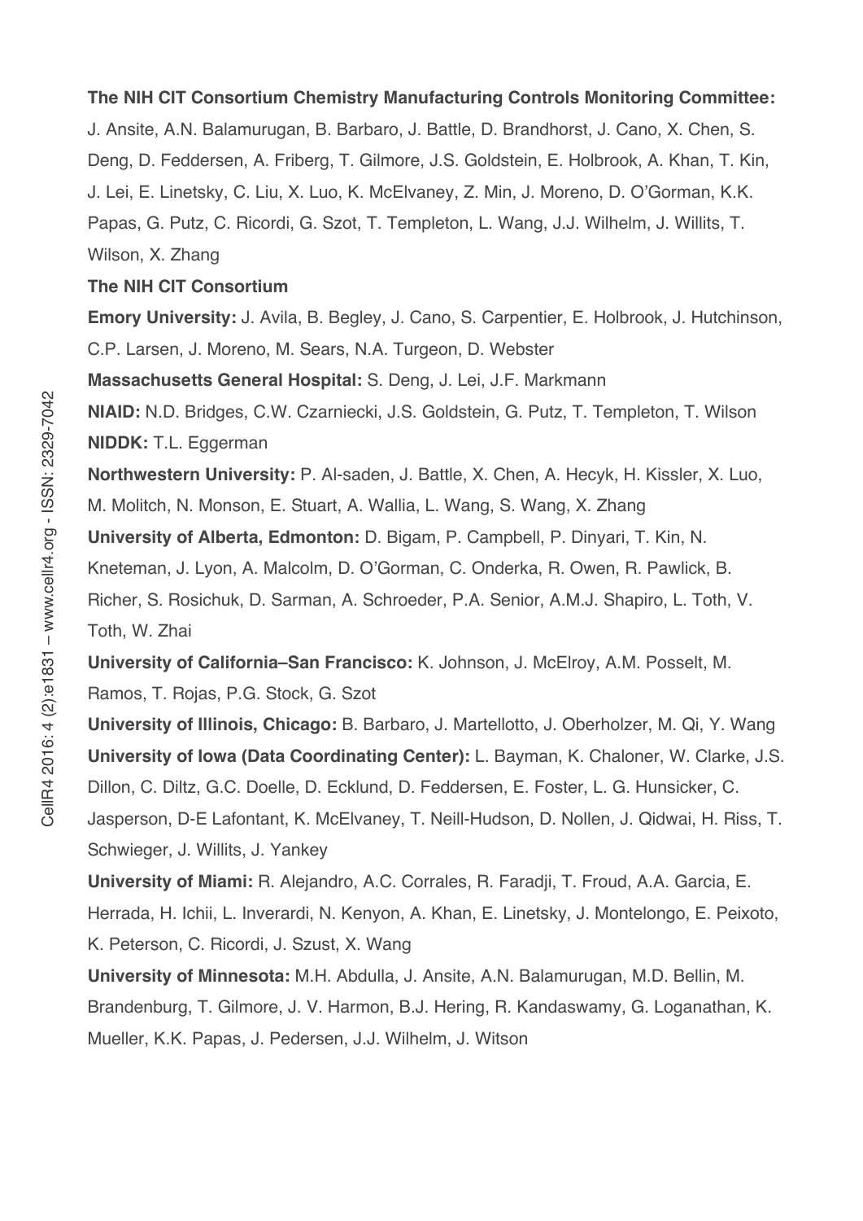**The NIH CIT Consortium Chemistry Manufacturing Controls Monitoring Committee:** J. Ansite, A.N. Balamurugan, B. Barbaro, J. Battle, D. Brandhorst, J. Cano, X. Chen, S. Deng, D. Feddersen, A. Friberg, T. Gilmore, J.S. Goldstein, E. Holbrook, A. Khan, T. Kin, J. Lei, E. Linetsky, C. Liu, X. Luo, K. McElvaney, Z. Min, J. Moreno, D. O'Gorman, K.K. Papas, G. Putz, C. Ricordi, G. Szot, T. Templeton, L. Wang, J.J. Wilhelm, J. Willits, T. Wilson, X. Zhang

**The NIH CIT Consortium**

**Emory University:** J. Avila, B. Begley, J. Cano, S. Carpentier, E. Holbrook, J. Hutchinson, C.P. Larsen, J. Moreno, M. Sears, N.A. Turgeon, D. Webster

**Massachusetts General Hospital:** S. Deng, J. Lei, J.F. Markmann

**NIAID:** N.D. Bridges, C.W. Czarniecki, J.S. Goldstein, G. Putz, T. Templeton, T. Wilson

**NIDDK:** T.L. Eggerman

**Northwestern University:** P. Al-saden, J. Battle, X. Chen, A. Hecyk, H. Kissler, X. Luo, M. Molitch, N. Monson, E. Stuart, A. Wallia, L. Wang, S. Wang, X. Zhang

**University of Alberta, Edmonton:** D. Bigam, P. Campbell, P. Dinyari, T. Kin, N. Kneteman, J. Lyon, A. Malcolm, D. O'Gorman, C. Onderka, R. Owen, R. Pawlick, B. Richer, S. Rosichuk, D. Sarman, A. Schroeder, P.A. Senior, A.M.J. Shapiro, L. Toth, V. Toth, W. Zhai

**University of California–San Francisco:** K. Johnson, J. McElroy, A.M. Posselt, M. Ramos, T. Rojas, P.G. Stock, G. Szot

**University of Illinois, Chicago:** B. Barbaro, J. Martellotto, J. Oberholzer, M. Qi, Y. Wang

**University of Iowa (Data Coordinating Center):** L. Bayman, K. Chaloner, W. Clarke, J.S. Dillon, C. Diltz, G.C. Doelle, D. Ecklund, D. Feddersen, E. Foster, L. G. Hunsicker, C. Jasperson, D-E Lafontant, K. McElvaney, T. Neill-Hudson, D. Nollen, J. Qidwai, H. Riss, T. Schwieger, J. Willits, J. Yankey

**University of Miami:** R. Alejandro, A.C. Corrales, R. Faradji, T. Froud, A.A. Garcia, E. Herrada, H. Ichii, L. Inverardi, N. Kenyon, A. Khan, E. Linetsky, J. Montelongo, E. Peixoto, K. Peterson, C. Ricordi, J. Szust, X. Wang

**University of Minnesota:** M.H. Abdulla, J. Ansite, A.N. Balamurugan, M.D. Bellin, M. Brandenburg, T. Gilmore, J. V. Harmon, B.J. Hering, R. Kandaswamy, G. Loganathan, K. Mueller, K.K. Papas, J. Pedersen, J.J. Wilhelm, J. Witson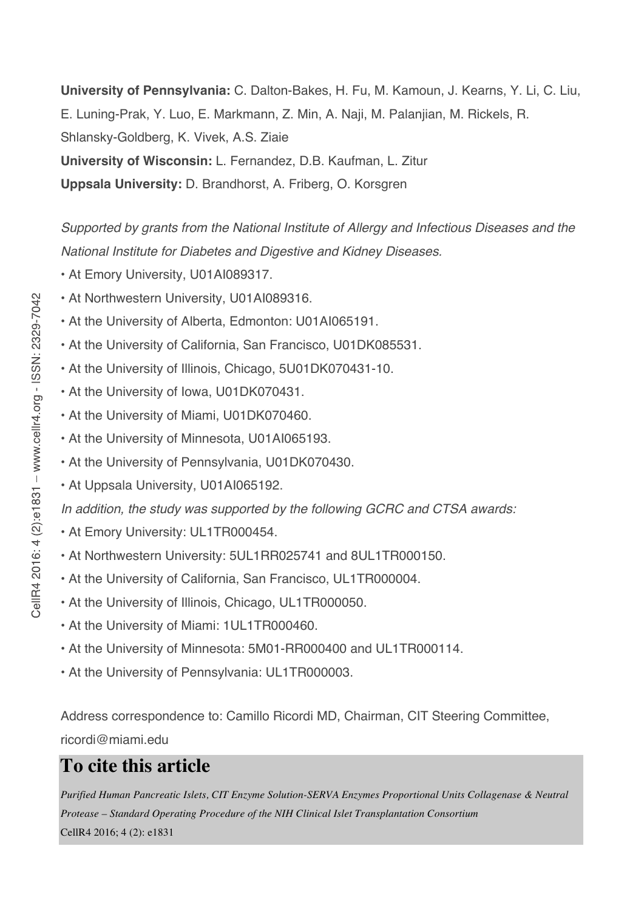**University of Pennsylvania:** C. Dalton-Bakes, H. Fu, M. Kamoun, J. Kearns, Y. Li, C. Liu, E. Luning-Prak, Y. Luo, E. Markmann, Z. Min, A. Naji, M. Palanjian, M. Rickels, R. Shlansky-Goldberg, K. Vivek, A.S. Ziaie

**University of Wisconsin:** L. Fernandez, D.B. Kaufman, L. Zitur

**Uppsala University:** D. Brandhorst, A. Friberg, O. Korsgren

*Supported by grants from the National Institute of Allergy and Infectious Diseases and the National Institute for Diabetes and Digestive and Kidney Diseases.*

- At Emory University, U01AI089317.
- At Northwestern University, U01AI089316.
- At the University of Alberta, Edmonton: U01AI065191.
- At the University of California, San Francisco, U01DK085531.
- At the University of Illinois, Chicago, 5U01DK070431-10.
- At the University of Iowa, U01DK070431.
- At the University of Miami, U01DK070460.
- At the University of Minnesota, U01AI065193.
- At the University of Pennsylvania, U01DK070430.
- At Uppsala University, U01AI065192.

*In addition, the study was supported by the following GCRC and CTSA awards:*

- At Emory University: UL1TR000454.
- At Northwestern University: 5UL1RR025741 and 8UL1TR000150.
- At the University of California, San Francisco, UL1TR000004.
- At the University of Illinois, Chicago, UL1TR000050.
- At the University of Miami: 1UL1TR000460.
- At the University of Minnesota: 5M01-RR000400 and UL1TR000114.
- At the University of Pennsylvania: UL1TR000003.

Address correspondence to: Camillo Ricordi MD, Chairman, CIT Steering Committee, ricordi@miami.edu

## To cite this article

*Purified Human Pancreatic Islets, CIT Enzyme Solution-SERVA Enzymes Proportional Units Collagenase & Neutral Protease – Standard Operating Procedure of the NIH Clinical Islet Transplantation Consortium*

CellR4 2016; 4 (2): e1831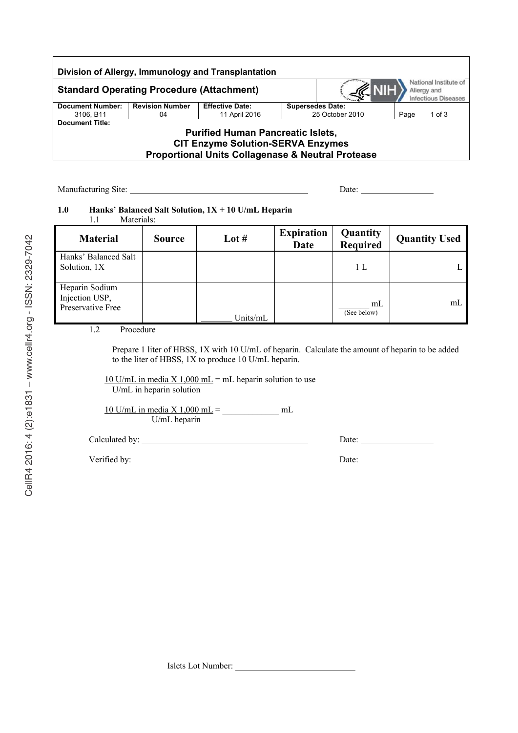| Division of Allergy, Immunology and Transplantation | | | | |
|---|---|---|---|---|
| **Standard Operating Procedure (Attachment)** | | | NIH National Institute of Allergy and Infectious Diseases | |
| **Document Number:** 3106, B11 | **Revision Number** 04 | **Effective Date:** 11 April 2016 | **Supersedes Date:** 25 October 2010 | Page 1 of 3 |

**Document Title:**

**Purified Human Pancreatic Islets,**
**CIT Enzyme Solution-SERVA Enzymes**
**Proportional Units Collagenase & Neutral Protease**

Manufacturing Site: ______________________________ Date: ______________

**1.0 Hanks' Balanced Salt Solution, 1X + 10 U/mL Heparin**

1.1 Materials:

| Material | Source | Lot # | Expiration Date | Quantity Required | Quantity Used |
|---|---|---|---|---|---|
| Hanks' Balanced Salt Solution, 1X | | | | 1 L | L |
| Heparin Sodium Injection USP, Preservative Free | | _______ Units/mL | | _______ mL (See below) | mL |

1.2 Procedure

Prepare 1 liter of HBSS, 1X with 10 U/mL of heparin. Calculate the amount of heparin to be added to the liter of HBSS, 1X to produce 10 U/mL heparin.

$$\frac{10\text{ U/mL in media X 1,000 mL}}{\text{U/mL in heparin solution}} = \text{mL heparin solution to use}$$

$$\frac{10\text{ U/mL in media X 1,000 mL}}{\text{U/mL heparin}} = \_\_\_\_\_\_\_\_\_\_\_\_\text{ mL}$$

Calculated by: ______________________________ Date: ______________

Verified by: ______________________________ Date: ______________

Islets Lot Number: ______________________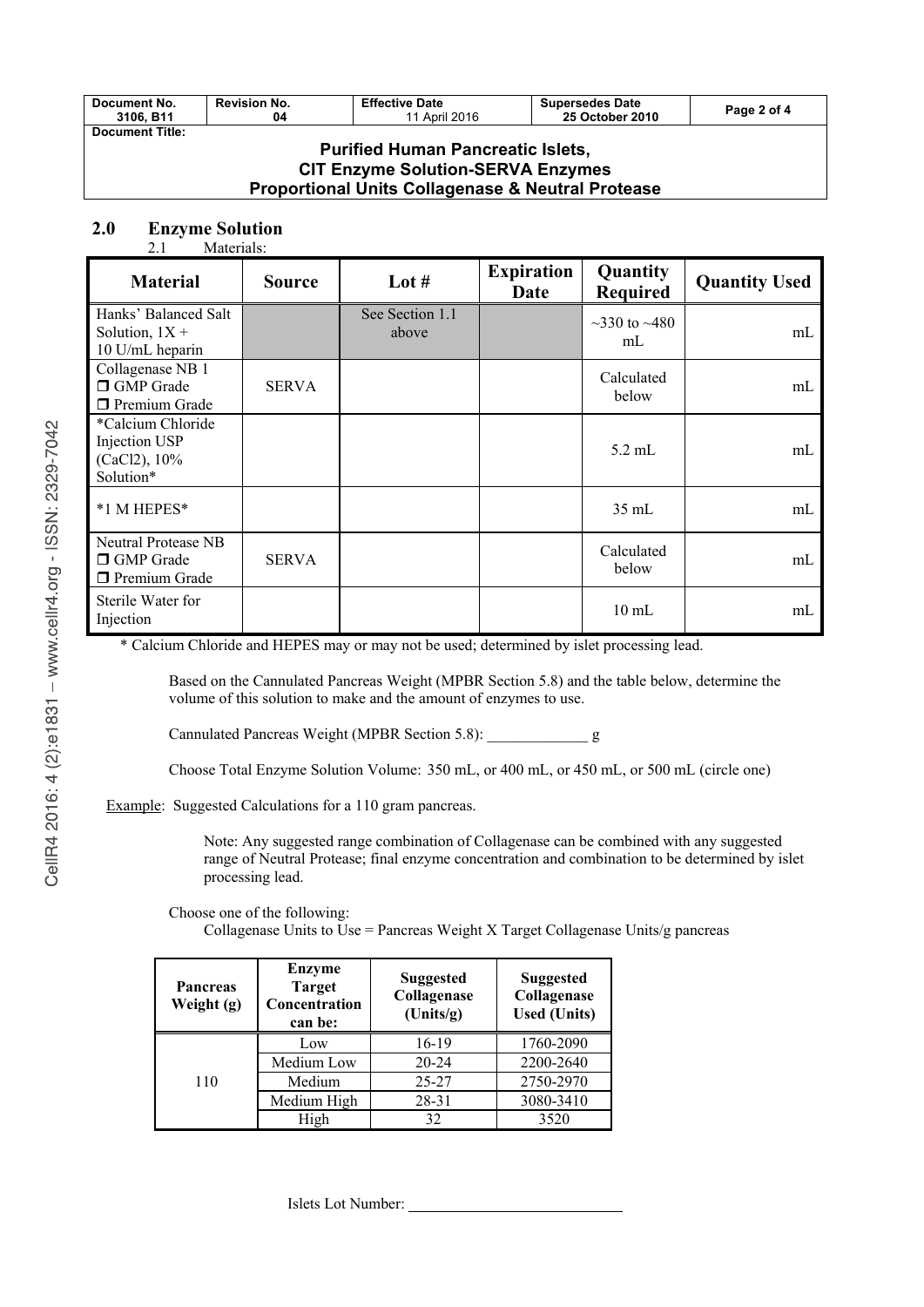| Document No. 3106, B11 | Revision No. 04 | Effective Date 11 April 2016 | Supersedes Date 25 October 2010 | Page 2 of 4 |
|---|---|---|---|---|

**Document Title:**

**Purified Human Pancreatic Islets, CIT Enzyme Solution-SERVA Enzymes Proportional Units Collagenase & Neutral Protease**

## 2.0 Enzyme Solution

2.1 Materials:

| Material | Source | Lot # | Expiration Date | Quantity Required | Quantity Used |
|---|---|---|---|---|---|
| Hanks' Balanced Salt Solution, 1X + 10 U/mL heparin | | See Section 1.1 above | | ~330 to ~480 mL | mL |
| Collagenase NB 1 ❒ GMP Grade ❒ Premium Grade | SERVA | | | Calculated below | mL |
| *Calcium Chloride Injection USP ($CaCl_2$), 10% Solution* | | | | 5.2 mL | mL |
| *1 M HEPES* | | | | 35 mL | mL |
| Neutral Protease NB ❒ GMP Grade ❒ Premium Grade | SERVA | | | Calculated below | mL |
| Sterile Water for Injection | | | | 10 mL | mL |

\* Calcium Chloride and HEPES may or may not be used; determined by islet processing lead.

Based on the Cannulated Pancreas Weight (MPBR Section 5.8) and the table below, determine the volume of this solution to make and the amount of enzymes to use.

Cannulated Pancreas Weight (MPBR Section 5.8): _____________ g

Choose Total Enzyme Solution Volume: 350 mL, or 400 mL, or 450 mL, or 500 mL (circle one)

Example: Suggested Calculations for a 110 gram pancreas.

Note: Any suggested range combination of Collagenase can be combined with any suggested range of Neutral Protease; final enzyme concentration and combination to be determined by islet processing lead.

Choose one of the following:
Collagenase Units to Use = Pancreas Weight X Target Collagenase Units/g pancreas

| Pancreas Weight (g) | Enzyme Target Concentration can be: | Suggested Collagenase (Units/g) | Suggested Collagenase Used (Units) |
|---|---|---|---|
| 110 | Low | 16-19 | 1760-2090 |
| | Medium Low | 20-24 | 2200-2640 |
| | Medium | 25-27 | 2750-2970 |
| | Medium High | 28-31 | 3080-3410 |
| | High | 32 | 3520 |

Islets Lot Number: ____________________________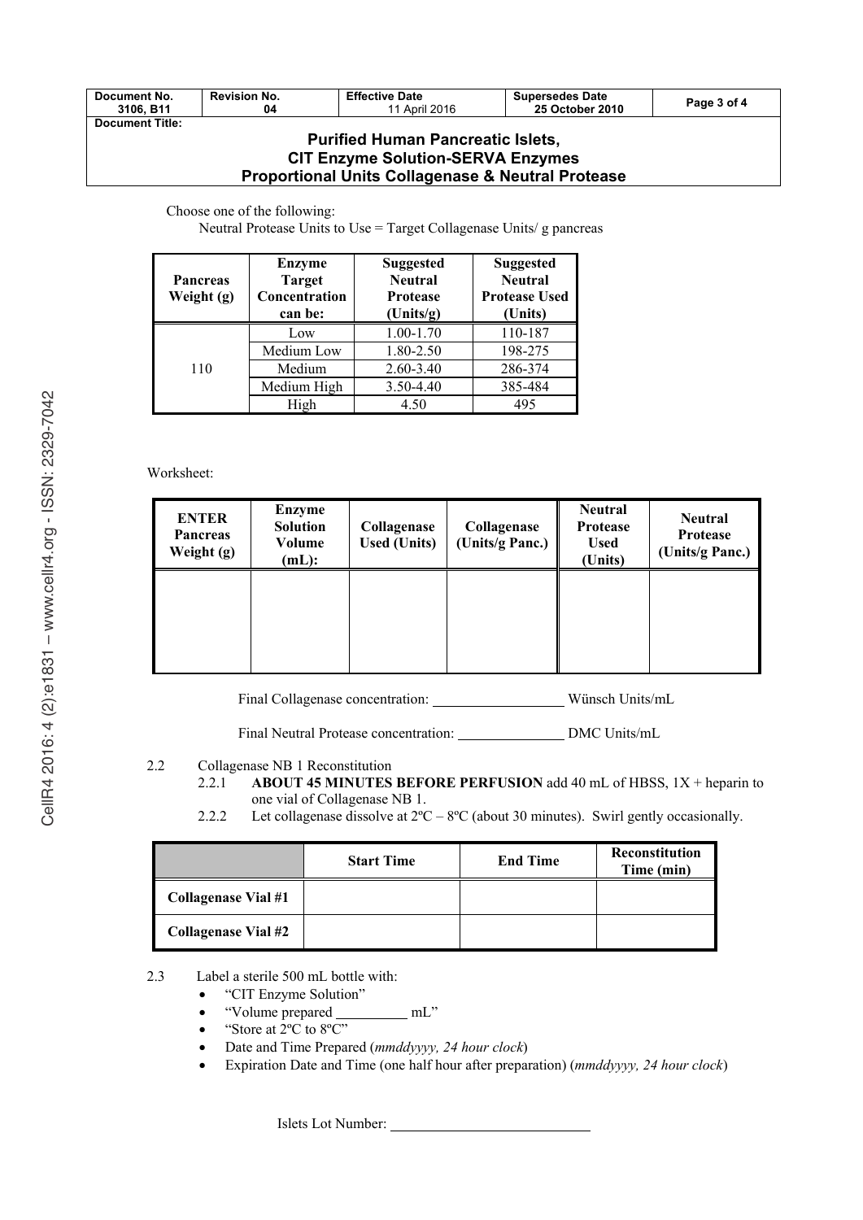Choose one of the following:

Neutral Protease Units to Use = Target Collagenase Units/ g pancreas

| Pancreas Weight (g) | Enzyme Target Concentration can be: | Suggested Neutral Protease (Units/g) | Suggested Neutral Protease Used (Units) |
|---|---|---|---|
| 110 | Low | 1.00-1.70 | 110-187 |
| | Medium Low | 1.80-2.50 | 198-275 |
| | Medium | 2.60-3.40 | 286-374 |
| | Medium High | 3.50-4.40 | 385-484 |
| | High | 4.50 | 495 |

Worksheet:

| ENTER Pancreas Weight (g) | Enzyme Solution Volume (mL): | Collagenase Used (Units) | Collagenase (Units/g Panc.) | Neutral Protease Used (Units) | Neutral Protease (Units/g Panc.) |
|---|---|---|---|---|---|
| | | | | | |

Final Collagenase concentration: ________________ Wünsch Units/mL

Final Neutral Protease concentration: ______________ DMC Units/mL

2.2 Collagenase NB 1 Reconstitution

2.2.1 **ABOUT 45 MINUTES BEFORE PERFUSION** add 40 mL of HBSS, 1X + heparin to one vial of Collagenase NB 1.

2.2.2 Let collagenase dissolve at 2ºC – 8ºC (about 30 minutes). Swirl gently occasionally.

| | Start Time | End Time | Reconstitution Time (min) |
|---|---|---|---|
| **Collagenase Vial #1** | | | |
| **Collagenase Vial #2** | | | |

2.3 Label a sterile 500 mL bottle with:

- "CIT Enzyme Solution"
- "Volume prepared _________ mL"
- "Store at 2ºC to 8ºC"
- Date and Time Prepared (*mmddyyyy, 24 hour clock*)
- Expiration Date and Time (one half hour after preparation) (*mmddyyyy, 24 hour clock*)

Islets Lot Number: ________________________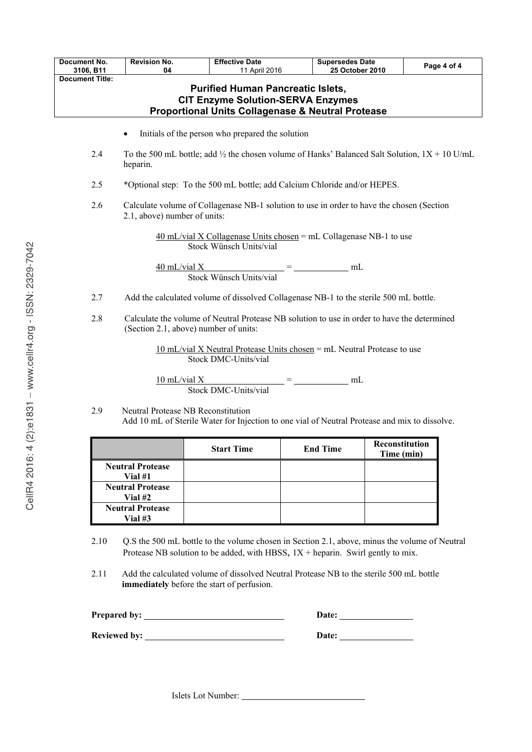| Document No. 3106, B11 | Revision No. 04 | Effective Date 11 April 2016 | Supersedes Date 25 October 2010 | Page 4 of 4 |
|---|---|---|---|---|

**Document Title:**

**Purified Human Pancreatic Islets,**
**CIT Enzyme Solution-SERVA Enzymes**
**Proportional Units Collagenase & Neutral Protease**

- Initials of the person who prepared the solution

2.4 To the 500 mL bottle; add ½ the chosen volume of Hanks' Balanced Salt Solution, 1X + 10 U/mL heparin.

2.5 *Optional step: To the 500 mL bottle; add Calcium Chloride and/or HEPES.

2.6 Calculate volume of Collagenase NB-1 solution to use in order to have the chosen (Section 2.1, above) number of units:

$$\frac{40\text{ mL/vial X Collagenase Units chosen}}{\text{Stock Wünsch Units/vial}} = \text{mL Collagenase NB-1 to use}$$

$$\frac{40\text{ mL/vial X \_\_\_\_\_\_\_\_\_\_}}{\text{Stock Wünsch Units/vial}} = \text{\_\_\_\_\_\_\_\_\_\_ mL}$$

2.7 Add the calculated volume of dissolved Collagenase NB-1 to the sterile 500 mL bottle.

2.8 Calculate the volume of Neutral Protease NB solution to use in order to have the determined (Section 2.1, above) number of units:

$$\frac{10\text{ mL/vial X Neutral Protease Units chosen}}{\text{Stock DMC-Units/vial}} = \text{mL Neutral Protease to use}$$

$$\frac{10\text{ mL/vial X \_\_\_\_\_\_\_\_\_\_}}{\text{Stock DMC-Units/vial}} = \text{\_\_\_\_\_\_\_\_\_\_ mL}$$

2.9 Neutral Protease NB Reconstitution
Add 10 mL of Sterile Water for Injection to one vial of Neutral Protease and mix to dissolve.

| | Start Time | End Time | Reconstitution Time (min) |
|---|---|---|---|
| **Neutral Protease Vial #1** | | | |
| **Neutral Protease Vial #2** | | | |
| **Neutral Protease Vial #3** | | | |

2.10 Q.S the 500 mL bottle to the volume chosen in Section 2.1, above, minus the volume of Neutral Protease NB solution to be added, with HBSS, 1X + heparin. Swirl gently to mix.

2.11 Add the calculated volume of dissolved Neutral Protease NB to the sterile 500 mL bottle **immediately** before the start of perfusion.

**Prepared by:** \_\_\_\_\_\_\_\_\_\_\_\_\_\_\_\_\_\_\_\_ **Date:** \_\_\_\_\_\_\_\_\_\_

**Reviewed by:** \_\_\_\_\_\_\_\_\_\_\_\_\_\_\_\_\_\_\_\_ **Date:** \_\_\_\_\_\_\_\_\_\_

Islets Lot Number: \_\_\_\_\_\_\_\_\_\_\_\_\_\_\_\_\_\_\_\_